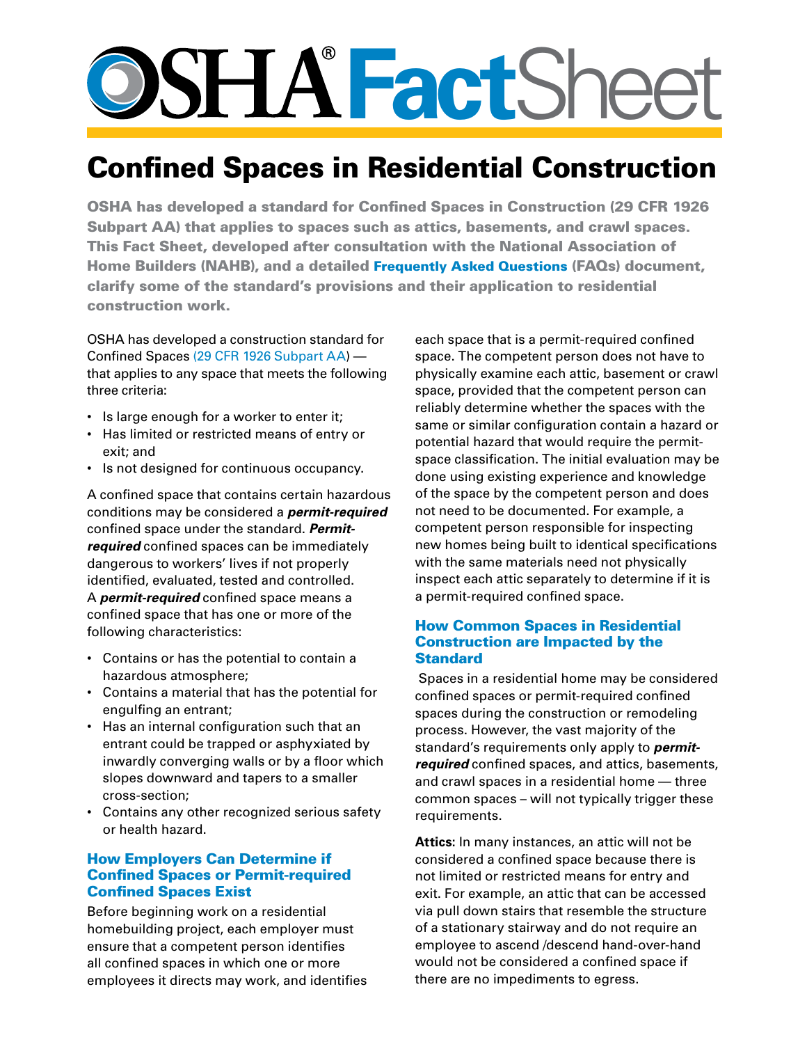# OSHA® FactSheet

## Confined Spaces in Residential Construction

**OSHA has developed a standard for Confined Spaces in Construction (29 CFR 1926 Subpart AA) that applies to spaces such as attics, basements, and crawl spaces. This Fact Sheet, developed after consultation with the National Association of Home Builders (NAHB), and a detailed Frequently Asked Questions (FAQs) document, clarify some of the standard's provisions and their application to residential construction work.**

OSHA has developed a construction standard for Confined Spaces (29 CFR 1926 Subpart AA) — that applies to any space that meets the following three criteria:

- Is large enough for a worker to enter it;
- Has limited or restricted means of entry or exit; and
- Is not designed for continuous occupancy.

A confined space that contains certain hazardous conditions may be considered a ***permit-required*** confined space under the standard. ***Permit-required*** confined spaces can be immediately dangerous to workers' lives if not properly identified, evaluated, tested and controlled. A ***permit-required*** confined space means a confined space that has one or more of the following characteristics:

- Contains or has the potential to contain a hazardous atmosphere;
- Contains a material that has the potential for engulfing an entrant;
- Has an internal configuration such that an entrant could be trapped or asphyxiated by inwardly converging walls or by a floor which slopes downward and tapers to a smaller cross-section;
- Contains any other recognized serious safety or health hazard.

### How Employers Can Determine if Confined Spaces or Permit-required Confined Spaces Exist

Before beginning work on a residential homebuilding project, each employer must ensure that a competent person identifies all confined spaces in which one or more employees it directs may work, and identifies each space that is a permit-required confined space. The competent person does not have to physically examine each attic, basement or crawl space, provided that the competent person can reliably determine whether the spaces with the same or similar configuration contain a hazard or potential hazard that would require the permit-space classification. The initial evaluation may be done using existing experience and knowledge of the space by the competent person and does not need to be documented. For example, a competent person responsible for inspecting new homes being built to identical specifications with the same materials need not physically inspect each attic separately to determine if it is a permit-required confined space.

### How Common Spaces in Residential Construction are Impacted by the Standard

Spaces in a residential home may be considered confined spaces or permit-required confined spaces during the construction or remodeling process. However, the vast majority of the standard's requirements only apply to ***permit-required*** confined spaces, and attics, basements, and crawl spaces in a residential home — three common spaces – will not typically trigger these requirements.

**Attics**: In many instances, an attic will not be considered a confined space because there is not limited or restricted means for entry and exit. For example, an attic that can be accessed via pull down stairs that resemble the structure of a stationary stairway and do not require an employee to ascend /descend hand-over-hand would not be considered a confined space if there are no impediments to egress.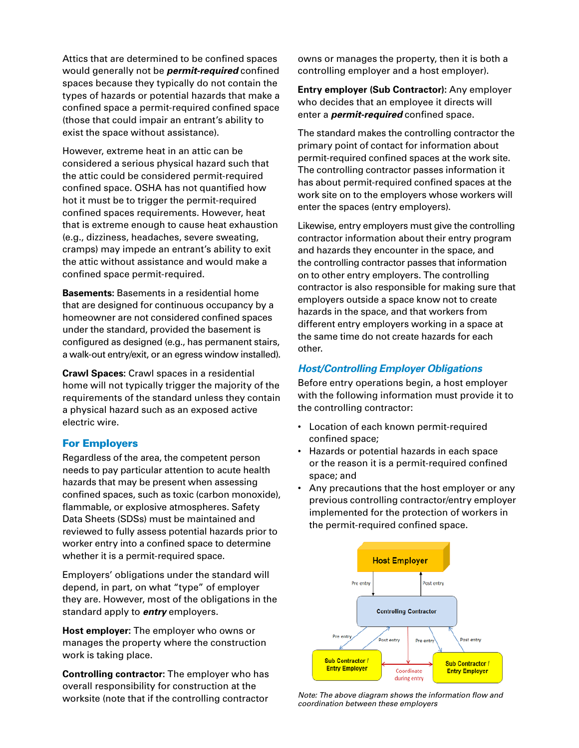Attics that are determined to be confined spaces would generally not be ***permit-required*** confined spaces because they typically do not contain the types of hazards or potential hazards that make a confined space a permit-required confined space (those that could impair an entrant's ability to exist the space without assistance).

However, extreme heat in an attic can be considered a serious physical hazard such that the attic could be considered permit-required confined space. OSHA has not quantified how hot it must be to trigger the permit-required confined spaces requirements. However, heat that is extreme enough to cause heat exhaustion (e.g., dizziness, headaches, severe sweating, cramps) may impede an entrant's ability to exit the attic without assistance and would make a confined space permit-required.

**Basements:** Basements in a residential home that are designed for continuous occupancy by a homeowner are not considered confined spaces under the standard, provided the basement is configured as designed (e.g., has permanent stairs, a walk-out entry/exit, or an egress window installed).

**Crawl Spaces:** Crawl spaces in a residential home will not typically trigger the majority of the requirements of the standard unless they contain a physical hazard such as an exposed active electric wire.

## For Employers

Regardless of the area, the competent person needs to pay particular attention to acute health hazards that may be present when assessing confined spaces, such as toxic (carbon monoxide), flammable, or explosive atmospheres. Safety Data Sheets (SDSs) must be maintained and reviewed to fully assess potential hazards prior to worker entry into a confined space to determine whether it is a permit-required space.

Employers' obligations under the standard will depend, in part, on what "type" of employer they are. However, most of the obligations in the standard apply to ***entry*** employers.

**Host employer**: The employer who owns or manages the property where the construction work is taking place.

**Controlling contractor**: The employer who has overall responsibility for construction at the worksite (note that if the controlling contractor owns or manages the property, then it is both a controlling employer and a host employer).

**Entry employer (Sub Contractor):** Any employer who decides that an employee it directs will enter a ***permit-required*** confined space.

The standard makes the controlling contractor the primary point of contact for information about permit-required confined spaces at the work site. The controlling contractor passes information it has about permit-required confined spaces at the work site on to the employers whose workers will enter the spaces (entry employers).

Likewise, entry employers must give the controlling contractor information about their entry program and hazards they encounter in the space, and the controlling contractor passes that information on to other entry employers. The controlling contractor is also responsible for making sure that employers outside a space know not to create hazards in the space, and that workers from different entry employers working in a space at the same time do not create hazards for each other.

### *Host/Controlling Employer Obligations*

Before entry operations begin, a host employer with the following information must provide it to the controlling contractor:

- Location of each known permit-required confined space;
- Hazards or potential hazards in each space or the reason it is a permit-required confined space; and
- Any precautions that the host employer or any previous controlling contractor/entry employer implemented for the protection of workers in the permit-required confined space.

Host Employer

Pre entry / Post entry

Controlling Contractor

Pre entry / Post entry / Pre entry / Post entry

Sub Contractor / Entry Employer — Coordinate during entry — Sub Contractor / Entry Employer

*Note: The above diagram shows the information flow and coordination between these employers*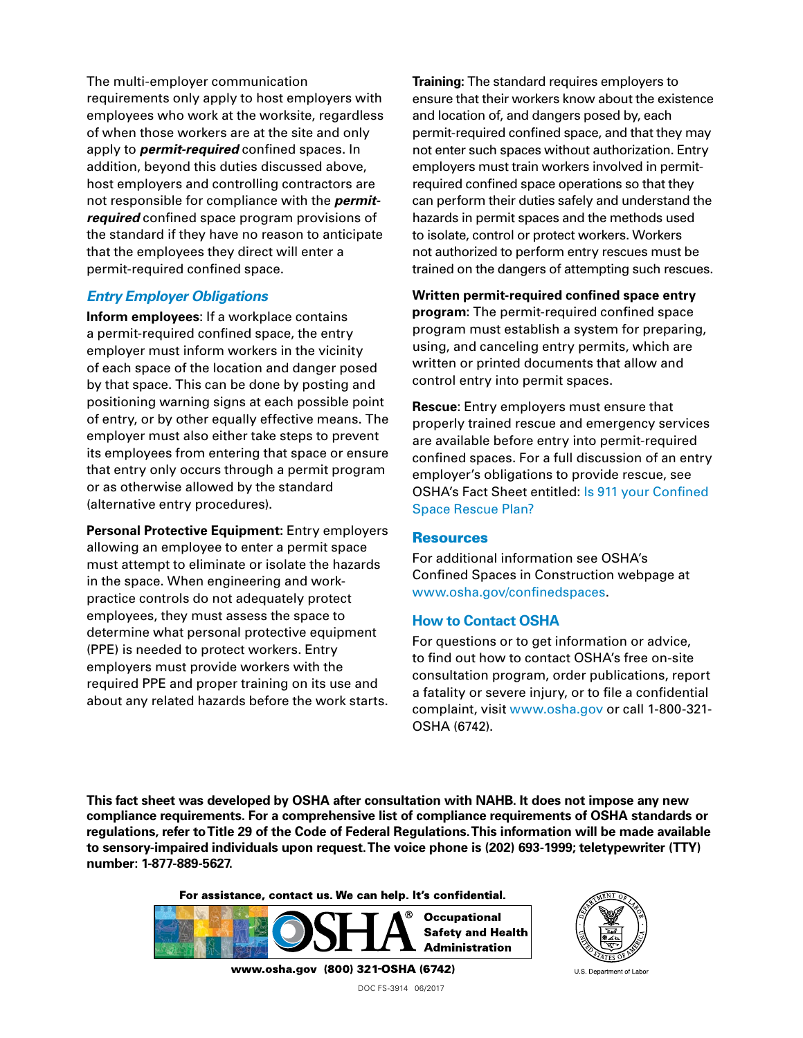The multi-employer communication requirements only apply to host employers with employees who work at the worksite, regardless of when those workers are at the site and only apply to ***permit-required*** confined spaces. In addition, beyond this duties discussed above, host employers and controlling contractors are not responsible for compliance with the ***permit-required*** confined space program provisions of the standard if they have no reason to anticipate that the employees they direct will enter a permit-required confined space.

### *Entry Employer Obligations*

**Inform employees**: If a workplace contains a permit-required confined space, the entry employer must inform workers in the vicinity of each space of the location and danger posed by that space. This can be done by posting and positioning warning signs at each possible point of entry, or by other equally effective means. The employer must also either take steps to prevent its employees from entering that space or ensure that entry only occurs through a permit program or as otherwise allowed by the standard (alternative entry procedures).

**Personal Protective Equipment:** Entry employers allowing an employee to enter a permit space must attempt to eliminate or isolate the hazards in the space. When engineering and work-practice controls do not adequately protect employees, they must assess the space to determine what personal protective equipment (PPE) is needed to protect workers. Entry employers must provide workers with the required PPE and proper training on its use and about any related hazards before the work starts.

**Training:** The standard requires employers to ensure that their workers know about the existence and location of, and dangers posed by, each permit-required confined space, and that they may not enter such spaces without authorization. Entry employers must train workers involved in permit-required confined space operations so that they can perform their duties safely and understand the hazards in permit spaces and the methods used to isolate, control or protect workers. Workers not authorized to perform entry rescues must be trained on the dangers of attempting such rescues.

**Written permit-required confined space entry program:** The permit-required confined space program must establish a system for preparing, using, and canceling entry permits, which are written or printed documents that allow and control entry into permit spaces.

**Rescue**: Entry employers must ensure that properly trained rescue and emergency services are available before entry into permit-required confined spaces. For a full discussion of an entry employer's obligations to provide rescue, see OSHA's Fact Sheet entitled: Is 911 your Confined Space Rescue Plan?

## Resources

For additional information see OSHA's Confined Spaces in Construction webpage at www.osha.gov/confinedspaces.

### How to Contact OSHA

For questions or to get information or advice, to find out how to contact OSHA's free on-site consultation program, order publications, report a fatality or severe injury, or to file a confidential complaint, visit www.osha.gov or call 1-800-321-OSHA (6742).

**This fact sheet was developed by OSHA after consultation with NAHB. It does not impose any new compliance requirements. For a comprehensive list of compliance requirements of OSHA standards or regulations, refer to Title 29 of the Code of Federal Regulations. This information will be made available to sensory-impaired individuals upon request. The voice phone is (202) 693-1999; teletypewriter (TTY) number: 1-877-889-5627.**

**For assistance, contact us. We can help. It's confidential.**

OSHA® Occupational Safety and Health Administration

**www.osha.gov (800) 321-OSHA (6742)**

U.S. Department of Labor

DOC FS-3914 06/2017